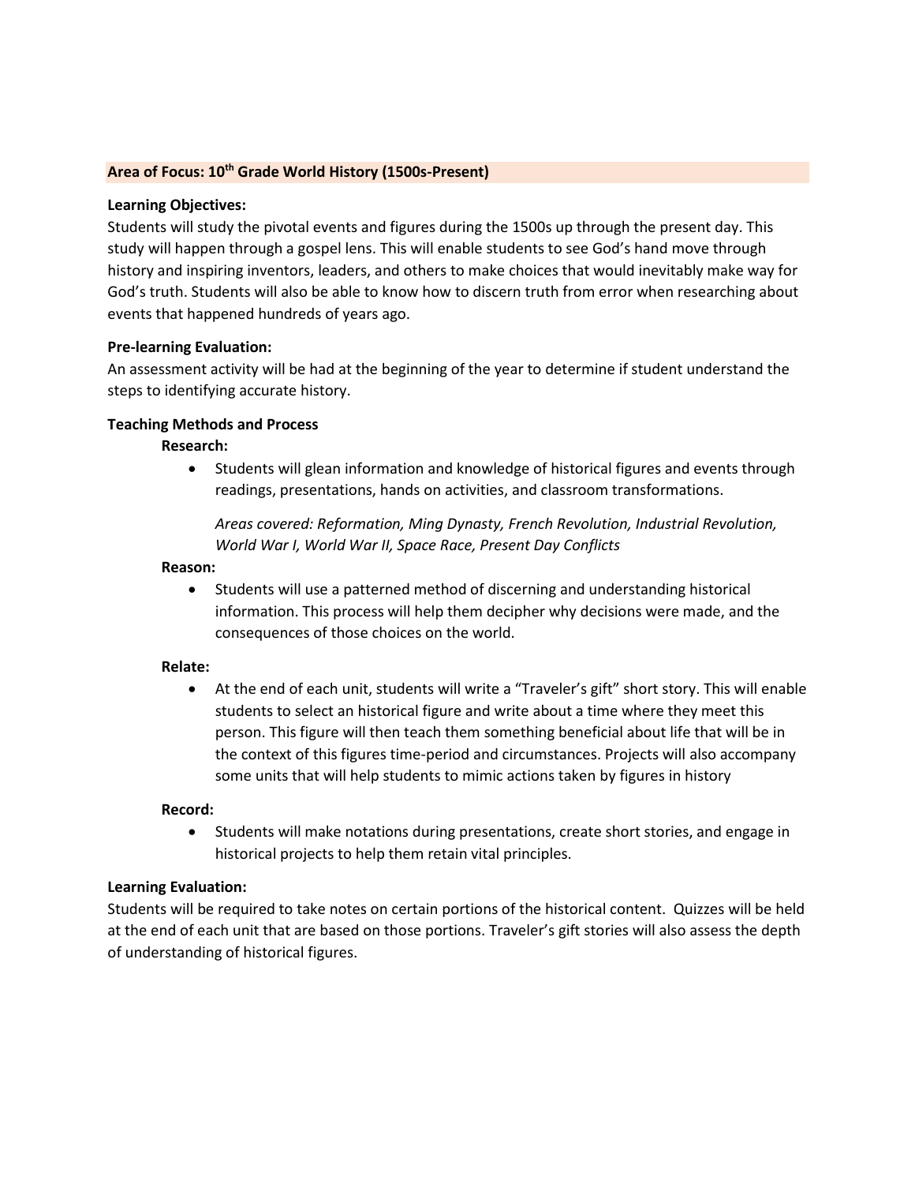**Area of Focus: 10th Grade World History (1500s-Present)**

**Learning Objectives:**

Students will study the pivotal events and figures during the 1500s up through the present day. This study will happen through a gospel lens. This will enable students to see God's hand move through history and inspiring inventors, leaders, and others to make choices that would inevitably make way for God's truth. Students will also be able to know how to discern truth from error when researching about events that happened hundreds of years ago.

**Pre-learning Evaluation:**

An assessment activity will be had at the beginning of the year to determine if student understand the steps to identifying accurate history.

**Teaching Methods and Process**

**Research:**

- Students will glean information and knowledge of historical figures and events through readings, presentations, hands on activities, and classroom transformations.

  *Areas covered: Reformation, Ming Dynasty, French Revolution, Industrial Revolution, World War I, World War II, Space Race, Present Day Conflicts*

**Reason:**

- Students will use a patterned method of discerning and understanding historical information. This process will help them decipher why decisions were made, and the consequences of those choices on the world.

**Relate:**

- At the end of each unit, students will write a "Traveler's gift" short story. This will enable students to select an historical figure and write about a time where they meet this person. This figure will then teach them something beneficial about life that will be in the context of this figures time-period and circumstances. Projects will also accompany some units that will help students to mimic actions taken by figures in history

**Record:**

- Students will make notations during presentations, create short stories, and engage in historical projects to help them retain vital principles.

**Learning Evaluation:**

Students will be required to take notes on certain portions of the historical content. Quizzes will be held at the end of each unit that are based on those portions. Traveler's gift stories will also assess the depth of understanding of historical figures.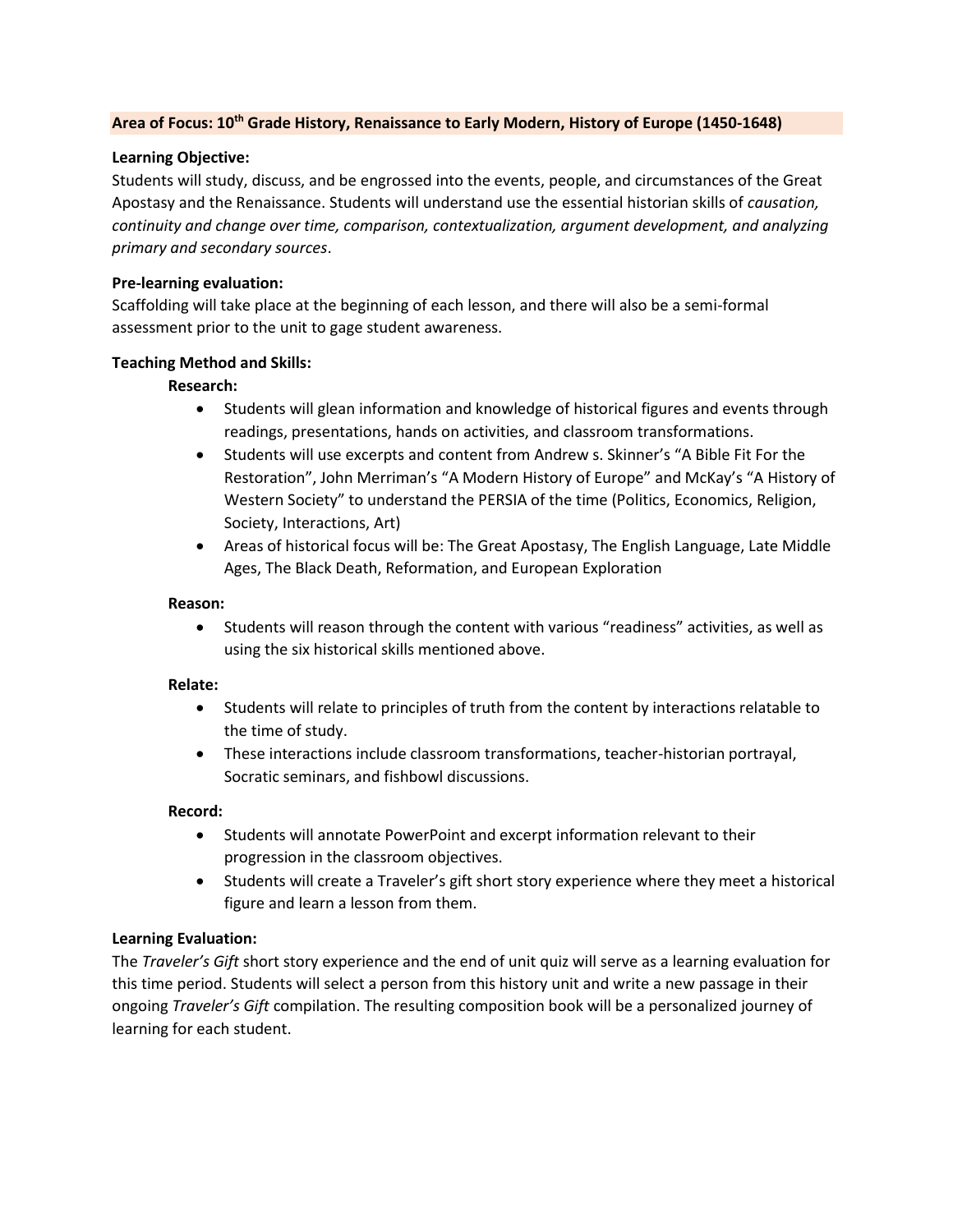**Area of Focus: 10th Grade History, Renaissance to Early Modern, History of Europe (1450-1648)**

**Learning Objective:**

Students will study, discuss, and be engrossed into the events, people, and circumstances of the Great Apostasy and the Renaissance. Students will understand use the essential historian skills of *causation, continuity and change over time, comparison, contextualization, argument development, and analyzing primary and secondary sources*.

**Pre-learning evaluation:**

Scaffolding will take place at the beginning of each lesson, and there will also be a semi-formal assessment prior to the unit to gage student awareness.

**Teaching Method and Skills:**

**Research:**

- Students will glean information and knowledge of historical figures and events through readings, presentations, hands on activities, and classroom transformations.
- Students will use excerpts and content from Andrew s. Skinner's "A Bible Fit For the Restoration", John Merriman's "A Modern History of Europe" and McKay's "A History of Western Society" to understand the PERSIA of the time (Politics, Economics, Religion, Society, Interactions, Art)
- Areas of historical focus will be: The Great Apostasy, The English Language, Late Middle Ages, The Black Death, Reformation, and European Exploration

**Reason:**

- Students will reason through the content with various "readiness" activities, as well as using the six historical skills mentioned above.

**Relate:**

- Students will relate to principles of truth from the content by interactions relatable to the time of study.
- These interactions include classroom transformations, teacher-historian portrayal, Socratic seminars, and fishbowl discussions.

**Record:**

- Students will annotate PowerPoint and excerpt information relevant to their progression in the classroom objectives.
- Students will create a Traveler's gift short story experience where they meet a historical figure and learn a lesson from them.

**Learning Evaluation:**

The *Traveler's Gift* short story experience and the end of unit quiz will serve as a learning evaluation for this time period. Students will select a person from this history unit and write a new passage in their ongoing *Traveler's Gift* compilation. The resulting composition book will be a personalized journey of learning for each student.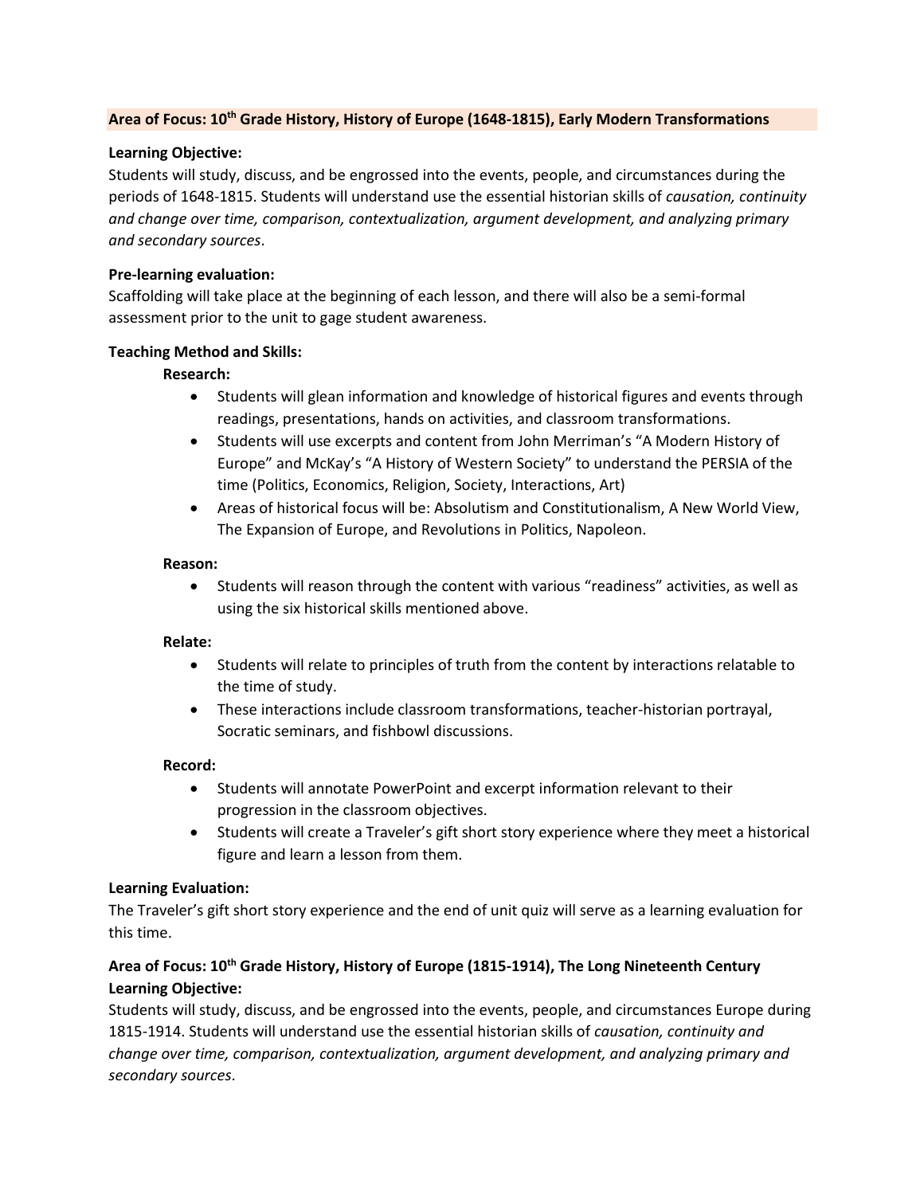## Area of Focus: 10th Grade History, History of Europe (1648-1815), Early Modern Transformations

**Learning Objective:**
Students will study, discuss, and be engrossed into the events, people, and circumstances during the periods of 1648-1815. Students will understand use the essential historian skills of *causation, continuity and change over time, comparison, contextualization, argument development, and analyzing primary and secondary sources*.

**Pre-learning evaluation:**
Scaffolding will take place at the beginning of each lesson, and there will also be a semi-formal assessment prior to the unit to gage student awareness.

**Teaching Method and Skills:**

**Research:**

- Students will glean information and knowledge of historical figures and events through readings, presentations, hands on activities, and classroom transformations.
- Students will use excerpts and content from John Merriman's "A Modern History of Europe" and McKay's "A History of Western Society" to understand the PERSIA of the time (Politics, Economics, Religion, Society, Interactions, Art)
- Areas of historical focus will be: Absolutism and Constitutionalism, A New World View, The Expansion of Europe, and Revolutions in Politics, Napoleon.

**Reason:**

- Students will reason through the content with various "readiness" activities, as well as using the six historical skills mentioned above.

**Relate:**

- Students will relate to principles of truth from the content by interactions relatable to the time of study.
- These interactions include classroom transformations, teacher-historian portrayal, Socratic seminars, and fishbowl discussions.

**Record:**

- Students will annotate PowerPoint and excerpt information relevant to their progression in the classroom objectives.
- Students will create a Traveler's gift short story experience where they meet a historical figure and learn a lesson from them.

**Learning Evaluation:**
The Traveler's gift short story experience and the end of unit quiz will serve as a learning evaluation for this time.

## Area of Focus: 10th Grade History, History of Europe (1815-1914), The Long Nineteenth Century

**Learning Objective:**
Students will study, discuss, and be engrossed into the events, people, and circumstances Europe during 1815-1914. Students will understand use the essential historian skills of *causation, continuity and change over time, comparison, contextualization, argument development, and analyzing primary and secondary sources*.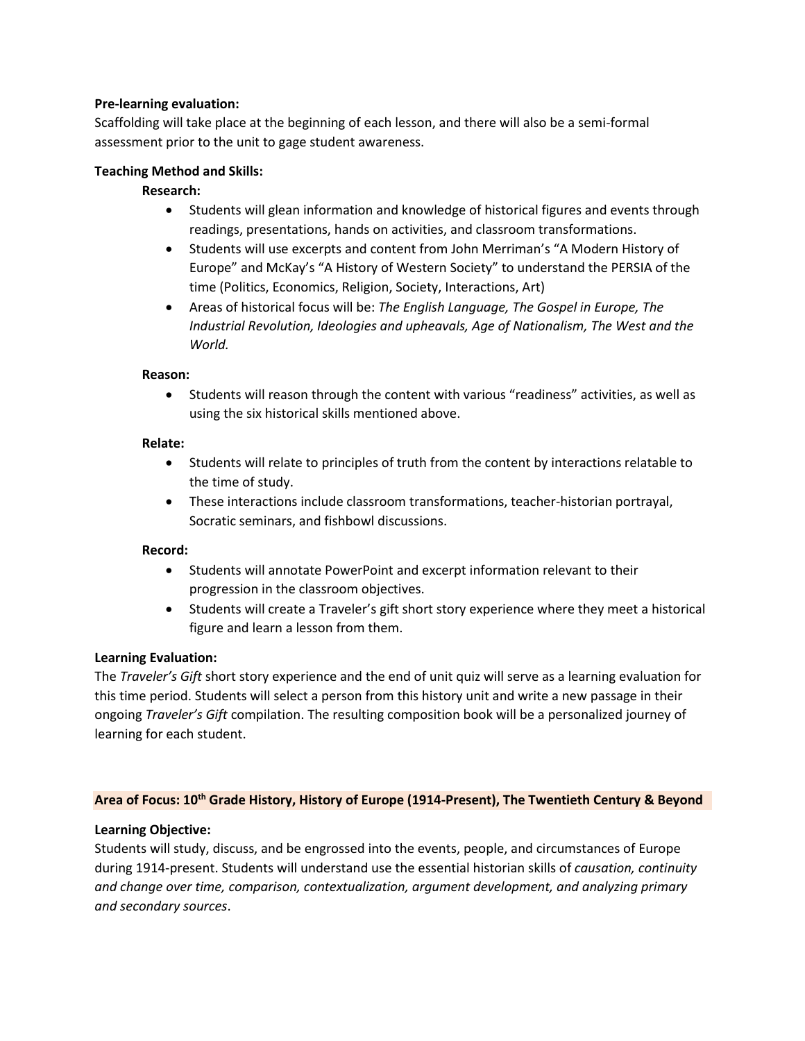**Pre-learning evaluation:**
Scaffolding will take place at the beginning of each lesson, and there will also be a semi-formal assessment prior to the unit to gage student awareness.

**Teaching Method and Skills:**

**Research:**

- Students will glean information and knowledge of historical figures and events through readings, presentations, hands on activities, and classroom transformations.
- Students will use excerpts and content from John Merriman's "A Modern History of Europe" and McKay's "A History of Western Society" to understand the PERSIA of the time (Politics, Economics, Religion, Society, Interactions, Art)
- Areas of historical focus will be: *The English Language, The Gospel in Europe, The Industrial Revolution, Ideologies and upheavals, Age of Nationalism, The West and the World.*

**Reason:**

- Students will reason through the content with various "readiness" activities, as well as using the six historical skills mentioned above.

**Relate:**

- Students will relate to principles of truth from the content by interactions relatable to the time of study.
- These interactions include classroom transformations, teacher-historian portrayal, Socratic seminars, and fishbowl discussions.

**Record:**

- Students will annotate PowerPoint and excerpt information relevant to their progression in the classroom objectives.
- Students will create a Traveler's gift short story experience where they meet a historical figure and learn a lesson from them.

**Learning Evaluation:**
The *Traveler's Gift* short story experience and the end of unit quiz will serve as a learning evaluation for this time period. Students will select a person from this history unit and write a new passage in their ongoing *Traveler's Gift* compilation. The resulting composition book will be a personalized journey of learning for each student.

**Area of Focus: 10th Grade History, History of Europe (1914-Present), The Twentieth Century & Beyond**

**Learning Objective:**
Students will study, discuss, and be engrossed into the events, people, and circumstances of Europe during 1914-present. Students will understand use the essential historian skills of *causation, continuity and change over time, comparison, contextualization, argument development, and analyzing primary and secondary sources*.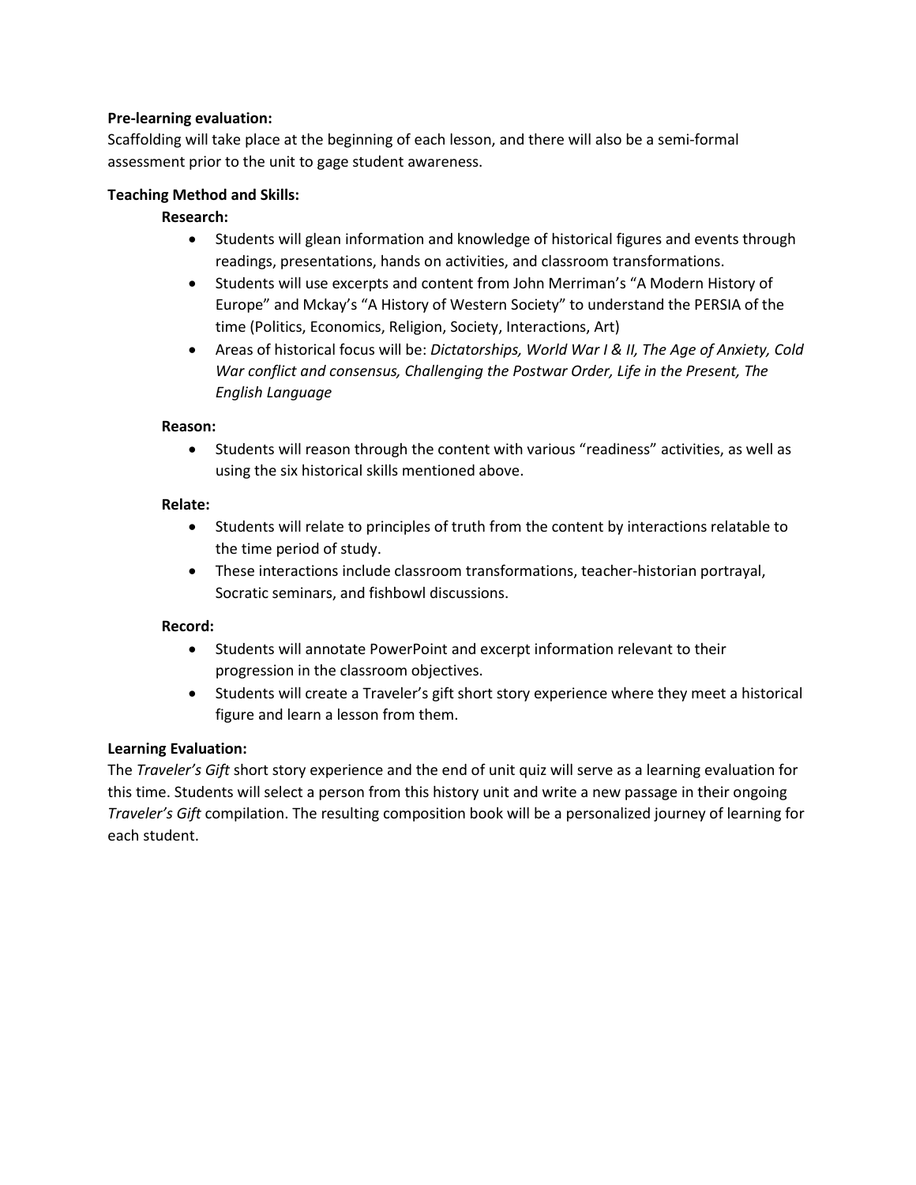**Pre-learning evaluation:**
Scaffolding will take place at the beginning of each lesson, and there will also be a semi-formal assessment prior to the unit to gage student awareness.

**Teaching Method and Skills:**

**Research:**

- Students will glean information and knowledge of historical figures and events through readings, presentations, hands on activities, and classroom transformations.
- Students will use excerpts and content from John Merriman's "A Modern History of Europe" and Mckay's "A History of Western Society" to understand the PERSIA of the time (Politics, Economics, Religion, Society, Interactions, Art)
- Areas of historical focus will be: *Dictatorships, World War I & II, The Age of Anxiety, Cold War conflict and consensus, Challenging the Postwar Order, Life in the Present, The English Language*

**Reason:**

- Students will reason through the content with various "readiness" activities, as well as using the six historical skills mentioned above.

**Relate:**

- Students will relate to principles of truth from the content by interactions relatable to the time period of study.
- These interactions include classroom transformations, teacher-historian portrayal, Socratic seminars, and fishbowl discussions.

**Record:**

- Students will annotate PowerPoint and excerpt information relevant to their progression in the classroom objectives.
- Students will create a Traveler's gift short story experience where they meet a historical figure and learn a lesson from them.

**Learning Evaluation:**
The *Traveler's Gift* short story experience and the end of unit quiz will serve as a learning evaluation for this time. Students will select a person from this history unit and write a new passage in their ongoing *Traveler's Gift* compilation. The resulting composition book will be a personalized journey of learning for each student.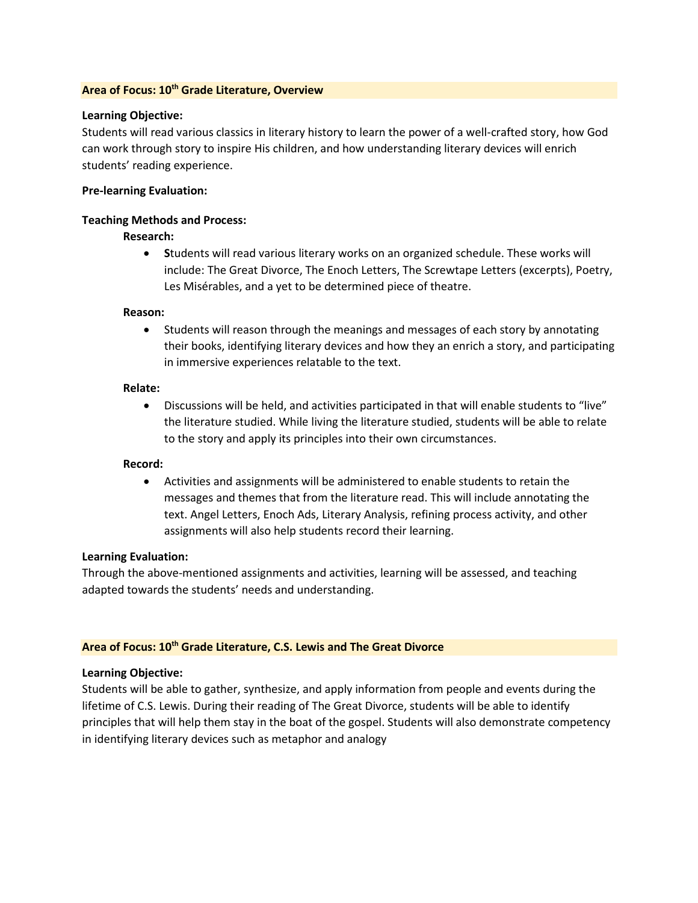## Area of Focus: 10th Grade Literature, Overview

**Learning Objective:**

Students will read various classics in literary history to learn the power of a well-crafted story, how God can work through story to inspire His children, and how understanding literary devices will enrich students' reading experience.

**Pre-learning Evaluation:**

**Teaching Methods and Process:**

**Research:**

- **S**tudents will read various literary works on an organized schedule. These works will include: The Great Divorce, The Enoch Letters, The Screwtape Letters (excerpts), Poetry, Les Misérables, and a yet to be determined piece of theatre.

**Reason:**

- Students will reason through the meanings and messages of each story by annotating their books, identifying literary devices and how they an enrich a story, and participating in immersive experiences relatable to the text.

**Relate:**

- Discussions will be held, and activities participated in that will enable students to "live" the literature studied. While living the literature studied, students will be able to relate to the story and apply its principles into their own circumstances.

**Record:**

- Activities and assignments will be administered to enable students to retain the messages and themes that from the literature read. This will include annotating the text. Angel Letters, Enoch Ads, Literary Analysis, refining process activity, and other assignments will also help students record their learning.

**Learning Evaluation:**

Through the above-mentioned assignments and activities, learning will be assessed, and teaching adapted towards the students' needs and understanding.

## Area of Focus: 10th Grade Literature, C.S. Lewis and The Great Divorce

**Learning Objective:**

Students will be able to gather, synthesize, and apply information from people and events during the lifetime of C.S. Lewis. During their reading of The Great Divorce, students will be able to identify principles that will help them stay in the boat of the gospel. Students will also demonstrate competency in identifying literary devices such as metaphor and analogy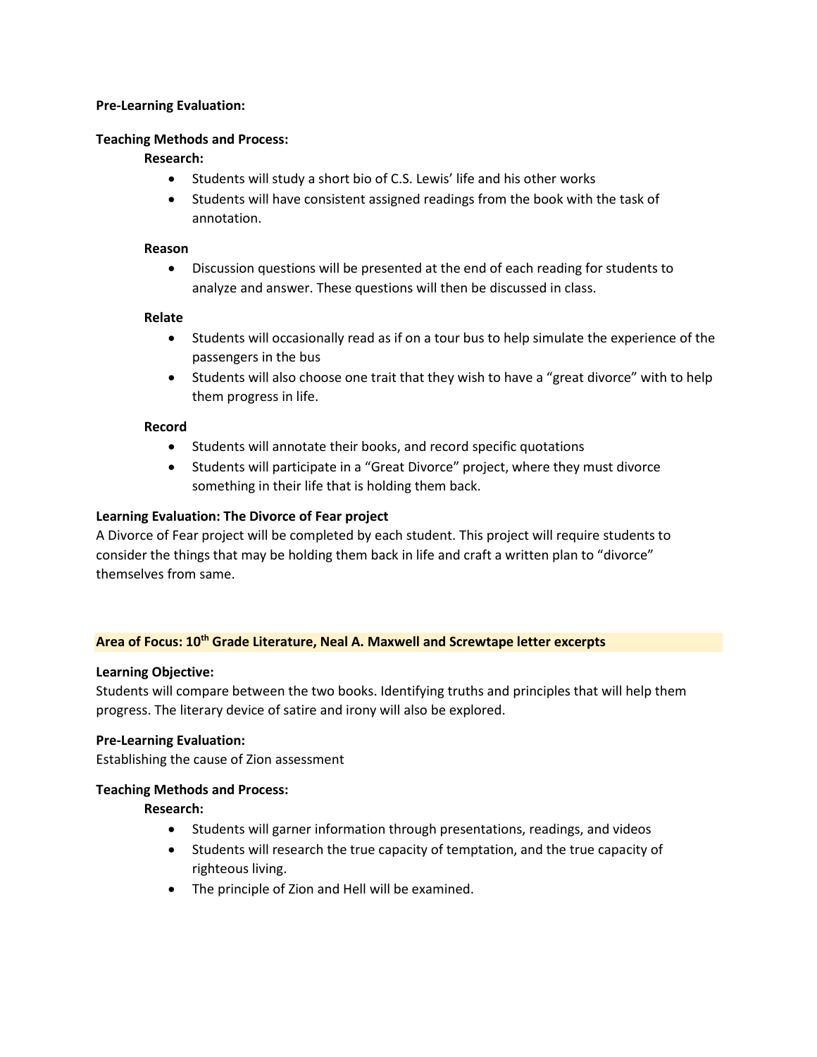**Pre-Learning Evaluation:**

**Teaching Methods and Process:**

**Research:**

- Students will study a short bio of C.S. Lewis' life and his other works
- Students will have consistent assigned readings from the book with the task of annotation.

**Reason**

- Discussion questions will be presented at the end of each reading for students to analyze and answer. These questions will then be discussed in class.

**Relate**

- Students will occasionally read as if on a tour bus to help simulate the experience of the passengers in the bus
- Students will also choose one trait that they wish to have a "great divorce" with to help them progress in life.

**Record**

- Students will annotate their books, and record specific quotations
- Students will participate in a "Great Divorce" project, where they must divorce something in their life that is holding them back.

**Learning Evaluation: The Divorce of Fear project**

A Divorce of Fear project will be completed by each student. This project will require students to consider the things that may be holding them back in life and craft a written plan to "divorce" themselves from same.

**Area of Focus: 10th Grade Literature, Neal A. Maxwell and Screwtape letter excerpts**

**Learning Objective:**

Students will compare between the two books. Identifying truths and principles that will help them progress. The literary device of satire and irony will also be explored.

**Pre-Learning Evaluation:**

Establishing the cause of Zion assessment

**Teaching Methods and Process:**

**Research:**

- Students will garner information through presentations, readings, and videos
- Students will research the true capacity of temptation, and the true capacity of righteous living.
- The principle of Zion and Hell will be examined.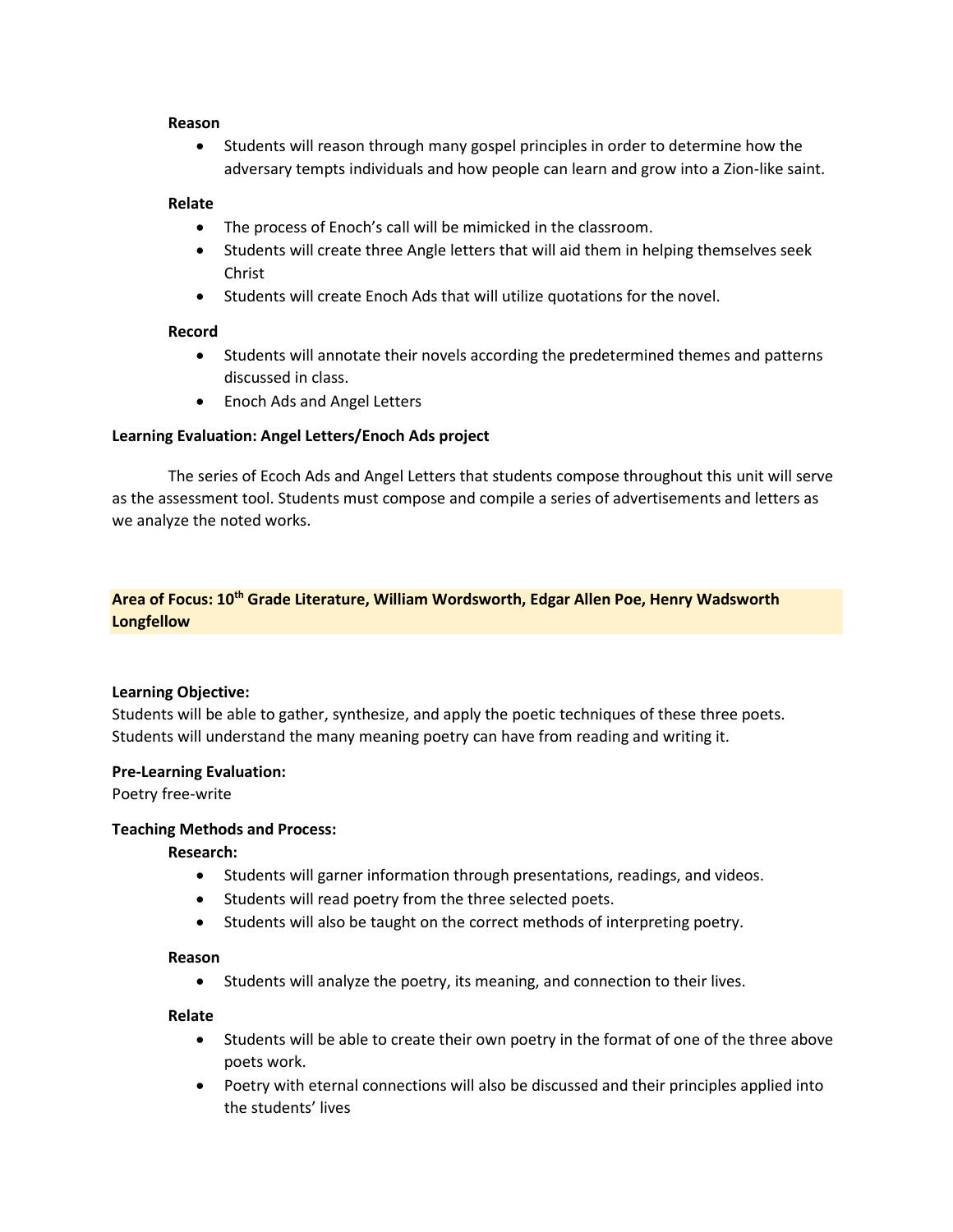**Reason**

- Students will reason through many gospel principles in order to determine how the adversary tempts individuals and how people can learn and grow into a Zion-like saint.

**Relate**

- The process of Enoch's call will be mimicked in the classroom.
- Students will create three Angle letters that will aid them in helping themselves seek Christ
- Students will create Enoch Ads that will utilize quotations for the novel.

**Record**

- Students will annotate their novels according the predetermined themes and patterns discussed in class.
- Enoch Ads and Angel Letters

**Learning Evaluation: Angel Letters/Enoch Ads project**

The series of Ecoch Ads and Angel Letters that students compose throughout this unit will serve as the assessment tool. Students must compose and compile a series of advertisements and letters as we analyze the noted works.

**Area of Focus: 10th Grade Literature, William Wordsworth, Edgar Allen Poe, Henry Wadsworth Longfellow**

**Learning Objective:**
Students will be able to gather, synthesize, and apply the poetic techniques of these three poets. Students will understand the many meaning poetry can have from reading and writing it.

**Pre-Learning Evaluation:**
Poetry free-write

**Teaching Methods and Process:**

**Research:**

- Students will garner information through presentations, readings, and videos.
- Students will read poetry from the three selected poets.
- Students will also be taught on the correct methods of interpreting poetry.

**Reason**

- Students will analyze the poetry, its meaning, and connection to their lives.

**Relate**

- Students will be able to create their own poetry in the format of one of the three above poets work.
- Poetry with eternal connections will also be discussed and their principles applied into the students' lives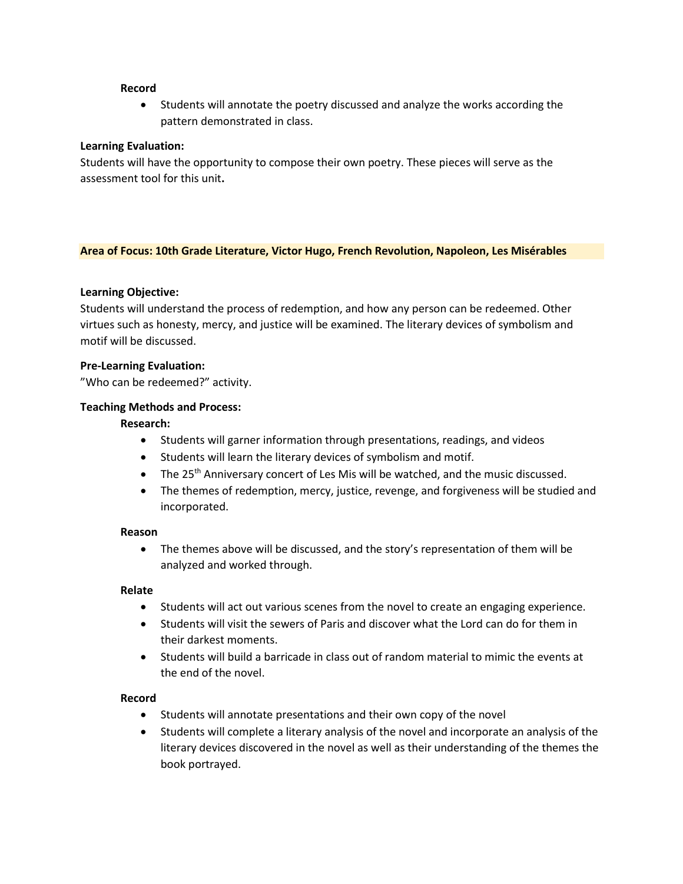**Record**

- Students will annotate the poetry discussed and analyze the works according the pattern demonstrated in class.

**Learning Evaluation:**
Students will have the opportunity to compose their own poetry. These pieces will serve as the assessment tool for this unit**.**

**Area of Focus: 10th Grade Literature, Victor Hugo, French Revolution, Napoleon, Les Misérables**

**Learning Objective:**
Students will understand the process of redemption, and how any person can be redeemed. Other virtues such as honesty, mercy, and justice will be examined. The literary devices of symbolism and motif will be discussed.

**Pre-Learning Evaluation:**
"Who can be redeemed?" activity.

**Teaching Methods and Process:**

**Research:**

- Students will garner information through presentations, readings, and videos
- Students will learn the literary devices of symbolism and motif.
- The 25th Anniversary concert of Les Mis will be watched, and the music discussed.
- The themes of redemption, mercy, justice, revenge, and forgiveness will be studied and incorporated.

**Reason**

- The themes above will be discussed, and the story's representation of them will be analyzed and worked through.

**Relate**

- Students will act out various scenes from the novel to create an engaging experience.
- Students will visit the sewers of Paris and discover what the Lord can do for them in their darkest moments.
- Students will build a barricade in class out of random material to mimic the events at the end of the novel.

**Record**

- Students will annotate presentations and their own copy of the novel
- Students will complete a literary analysis of the novel and incorporate an analysis of the literary devices discovered in the novel as well as their understanding of the themes the book portrayed.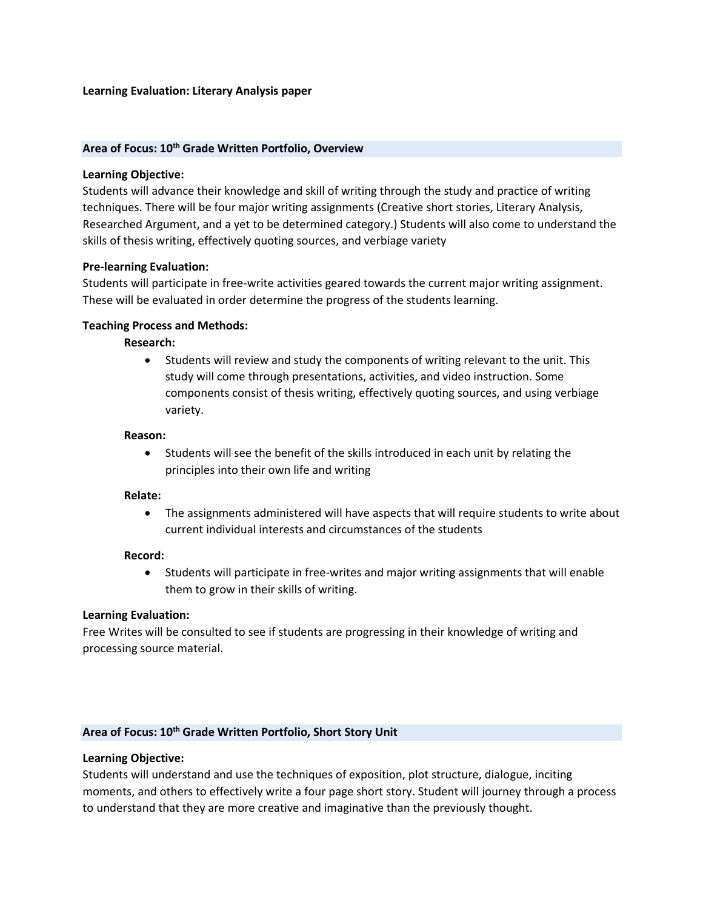**Learning Evaluation: Literary Analysis paper**

## Area of Focus: 10th Grade Written Portfolio, Overview

**Learning Objective:**
Students will advance their knowledge and skill of writing through the study and practice of writing techniques. There will be four major writing assignments (Creative short stories, Literary Analysis, Researched Argument, and a yet to be determined category.) Students will also come to understand the skills of thesis writing, effectively quoting sources, and verbiage variety

**Pre-learning Evaluation:**
Students will participate in free-write activities geared towards the current major writing assignment. These will be evaluated in order determine the progress of the students learning.

**Teaching Process and Methods:**

**Research:**

- Students will review and study the components of writing relevant to the unit. This study will come through presentations, activities, and video instruction. Some components consist of thesis writing, effectively quoting sources, and using verbiage variety.

**Reason:**

- Students will see the benefit of the skills introduced in each unit by relating the principles into their own life and writing

**Relate:**

- The assignments administered will have aspects that will require students to write about current individual interests and circumstances of the students

**Record:**

- Students will participate in free-writes and major writing assignments that will enable them to grow in their skills of writing.

**Learning Evaluation:**
Free Writes will be consulted to see if students are progressing in their knowledge of writing and processing source material.

## Area of Focus: 10th Grade Written Portfolio, Short Story Unit

**Learning Objective:**
Students will understand and use the techniques of exposition, plot structure, dialogue, inciting moments, and others to effectively write a four page short story. Student will journey through a process to understand that they are more creative and imaginative than the previously thought.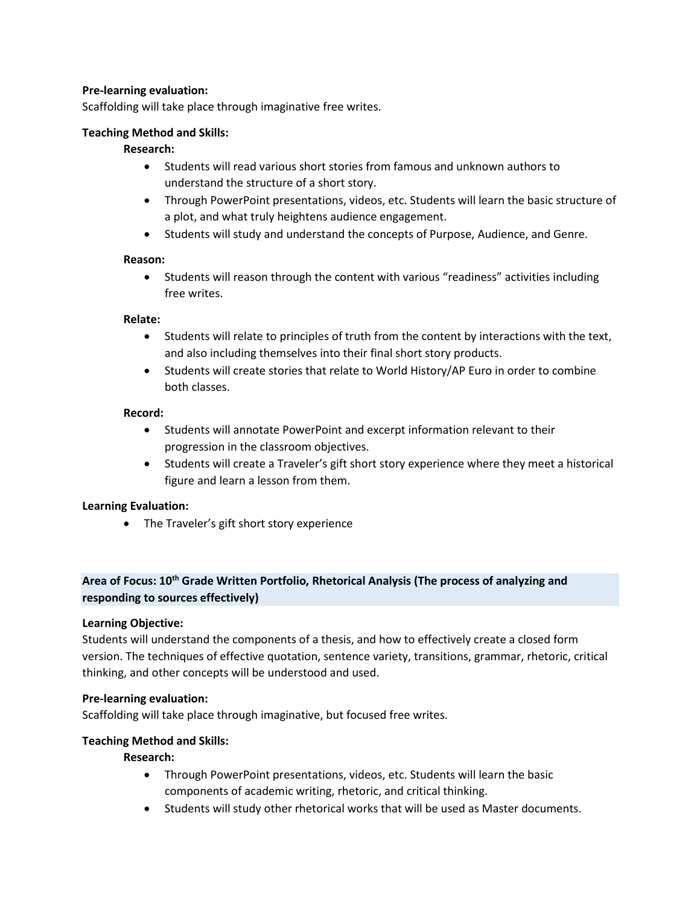**Pre-learning evaluation:**
Scaffolding will take place through imaginative free writes.

**Teaching Method and Skills:**

**Research:**

- Students will read various short stories from famous and unknown authors to understand the structure of a short story.
- Through PowerPoint presentations, videos, etc. Students will learn the basic structure of a plot, and what truly heightens audience engagement.
- Students will study and understand the concepts of Purpose, Audience, and Genre.

**Reason:**

- Students will reason through the content with various "readiness" activities including free writes.

**Relate:**

- Students will relate to principles of truth from the content by interactions with the text, and also including themselves into their final short story products.
- Students will create stories that relate to World History/AP Euro in order to combine both classes.

**Record:**

- Students will annotate PowerPoint and excerpt information relevant to their progression in the classroom objectives.
- Students will create a Traveler's gift short story experience where they meet a historical figure and learn a lesson from them.

**Learning Evaluation:**

- The Traveler's gift short story experience

**Area of Focus: 10th Grade Written Portfolio, Rhetorical Analysis (The process of analyzing and responding to sources effectively)**

**Learning Objective:**
Students will understand the components of a thesis, and how to effectively create a closed form version. The techniques of effective quotation, sentence variety, transitions, grammar, rhetoric, critical thinking, and other concepts will be understood and used.

**Pre-learning evaluation:**
Scaffolding will take place through imaginative, but focused free writes.

**Teaching Method and Skills:**

**Research:**

- Through PowerPoint presentations, videos, etc. Students will learn the basic components of academic writing, rhetoric, and critical thinking.
- Students will study other rhetorical works that will be used as Master documents.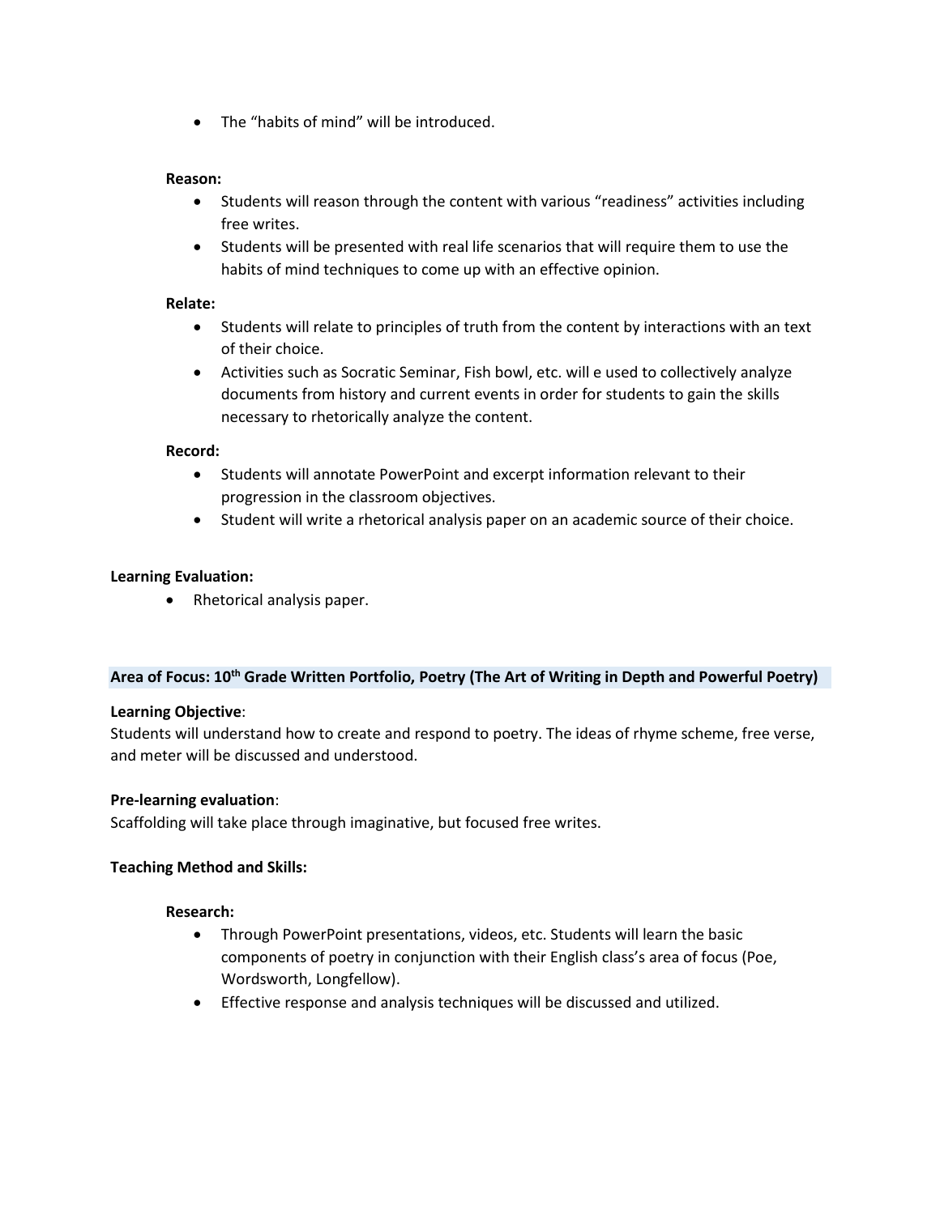- The “habits of mind” will be introduced.

**Reason:**

- Students will reason through the content with various “readiness” activities including free writes.
- Students will be presented with real life scenarios that will require them to use the habits of mind techniques to come up with an effective opinion.

**Relate:**

- Students will relate to principles of truth from the content by interactions with an text of their choice.
- Activities such as Socratic Seminar, Fish bowl, etc. will e used to collectively analyze documents from history and current events in order for students to gain the skills necessary to rhetorically analyze the content.

**Record:**

- Students will annotate PowerPoint and excerpt information relevant to their progression in the classroom objectives.
- Student will write a rhetorical analysis paper on an academic source of their choice.

**Learning Evaluation:**

- Rhetorical analysis paper.

**Area of Focus: 10th Grade Written Portfolio, Poetry (The Art of Writing in Depth and Powerful Poetry)**

**Learning Objective**:
Students will understand how to create and respond to poetry. The ideas of rhyme scheme, free verse, and meter will be discussed and understood.

**Pre-learning evaluation**:
Scaffolding will take place through imaginative, but focused free writes.

**Teaching Method and Skills:**

**Research:**

- Through PowerPoint presentations, videos, etc. Students will learn the basic components of poetry in conjunction with their English class’s area of focus (Poe, Wordsworth, Longfellow).
- Effective response and analysis techniques will be discussed and utilized.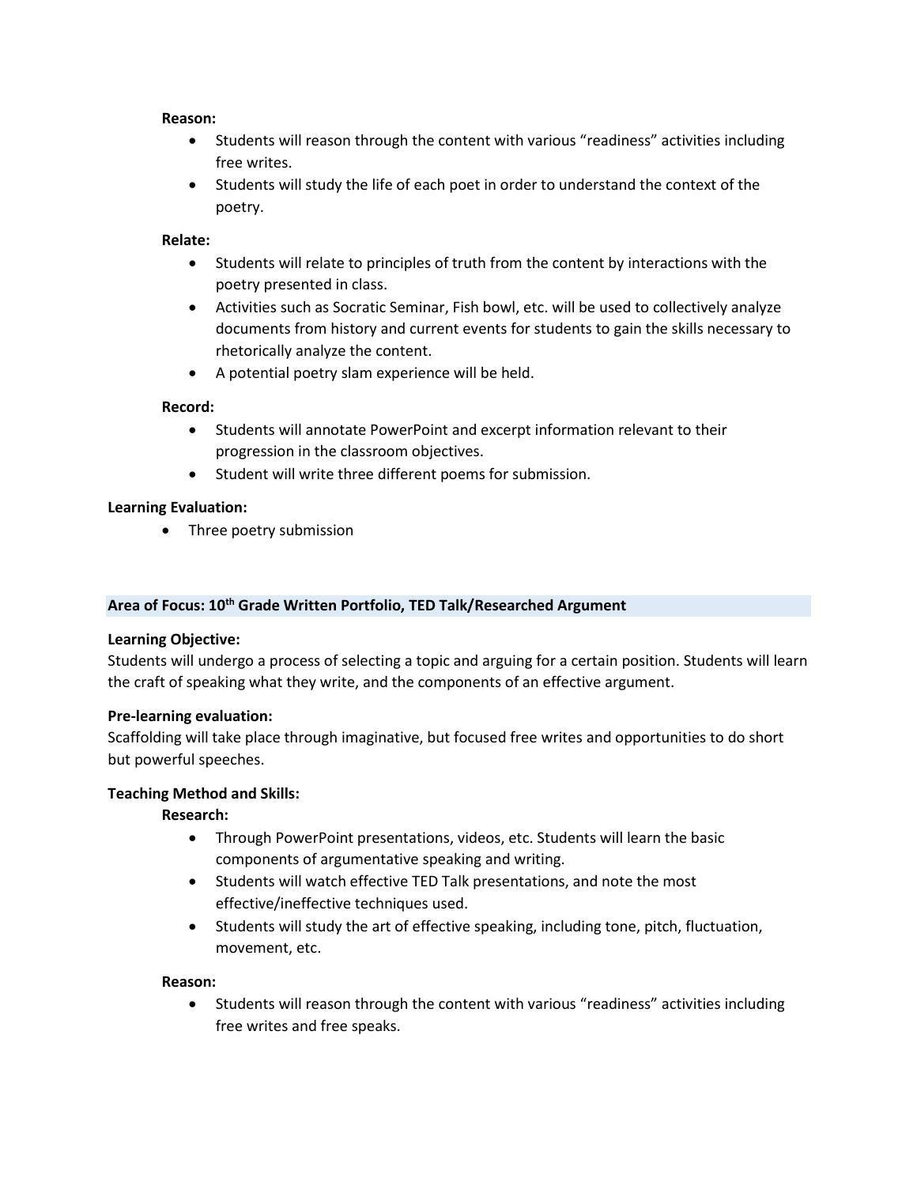**Reason:**

- Students will reason through the content with various "readiness" activities including free writes.
- Students will study the life of each poet in order to understand the context of the poetry.

**Relate:**

- Students will relate to principles of truth from the content by interactions with the poetry presented in class.
- Activities such as Socratic Seminar, Fish bowl, etc. will be used to collectively analyze documents from history and current events for students to gain the skills necessary to rhetorically analyze the content.
- A potential poetry slam experience will be held.

**Record:**

- Students will annotate PowerPoint and excerpt information relevant to their progression in the classroom objectives.
- Student will write three different poems for submission.

**Learning Evaluation:**

- Three poetry submission

## Area of Focus: 10th Grade Written Portfolio, TED Talk/Researched Argument

**Learning Objective:**

Students will undergo a process of selecting a topic and arguing for a certain position. Students will learn the craft of speaking what they write, and the components of an effective argument.

**Pre-learning evaluation:**

Scaffolding will take place through imaginative, but focused free writes and opportunities to do short but powerful speeches.

**Teaching Method and Skills:**

**Research:**

- Through PowerPoint presentations, videos, etc. Students will learn the basic components of argumentative speaking and writing.
- Students will watch effective TED Talk presentations, and note the most effective/ineffective techniques used.
- Students will study the art of effective speaking, including tone, pitch, fluctuation, movement, etc.

**Reason:**

- Students will reason through the content with various "readiness" activities including free writes and free speaks.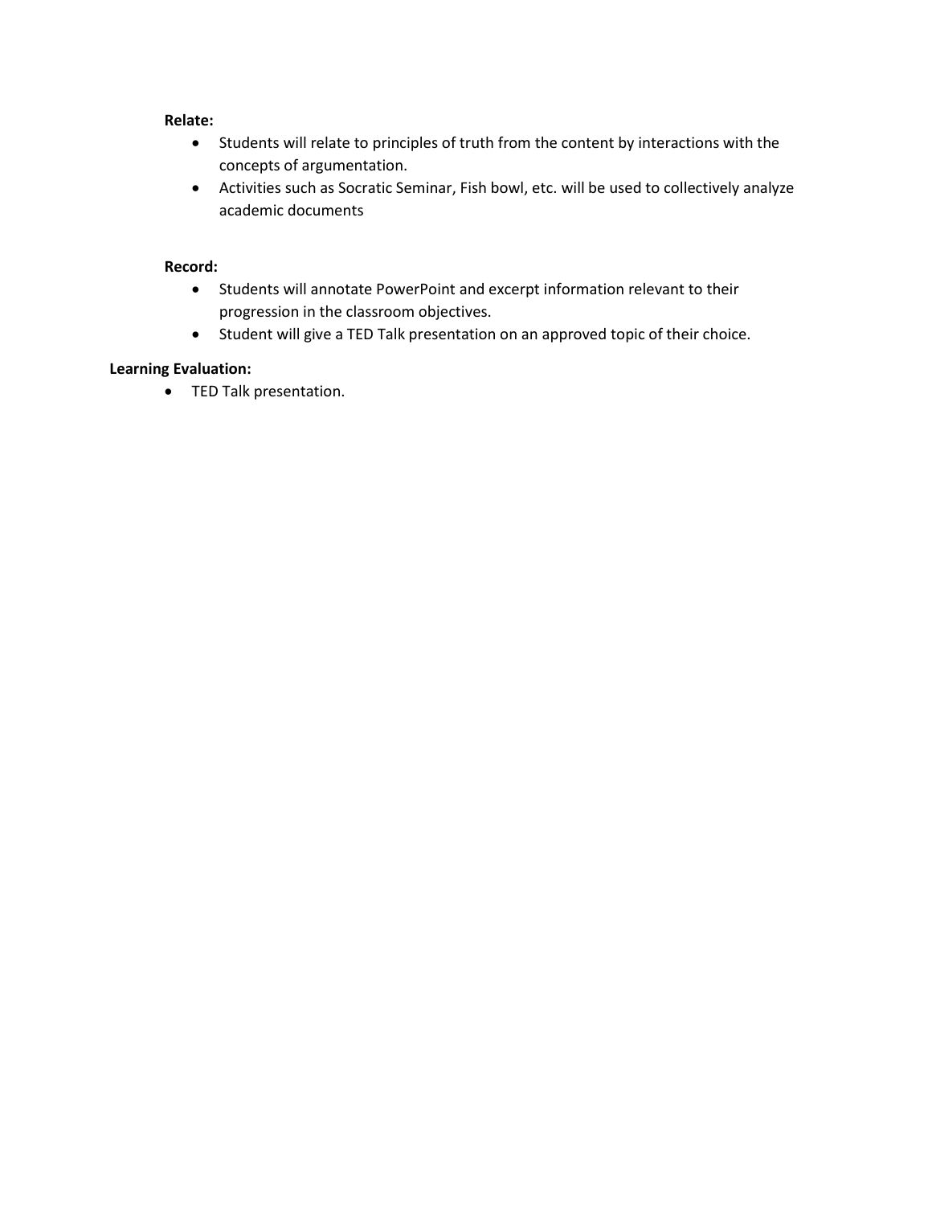**Relate:**

- Students will relate to principles of truth from the content by interactions with the concepts of argumentation.
- Activities such as Socratic Seminar, Fish bowl, etc. will be used to collectively analyze academic documents

**Record:**

- Students will annotate PowerPoint and excerpt information relevant to their progression in the classroom objectives.
- Student will give a TED Talk presentation on an approved topic of their choice.

**Learning Evaluation:**

- TED Talk presentation.